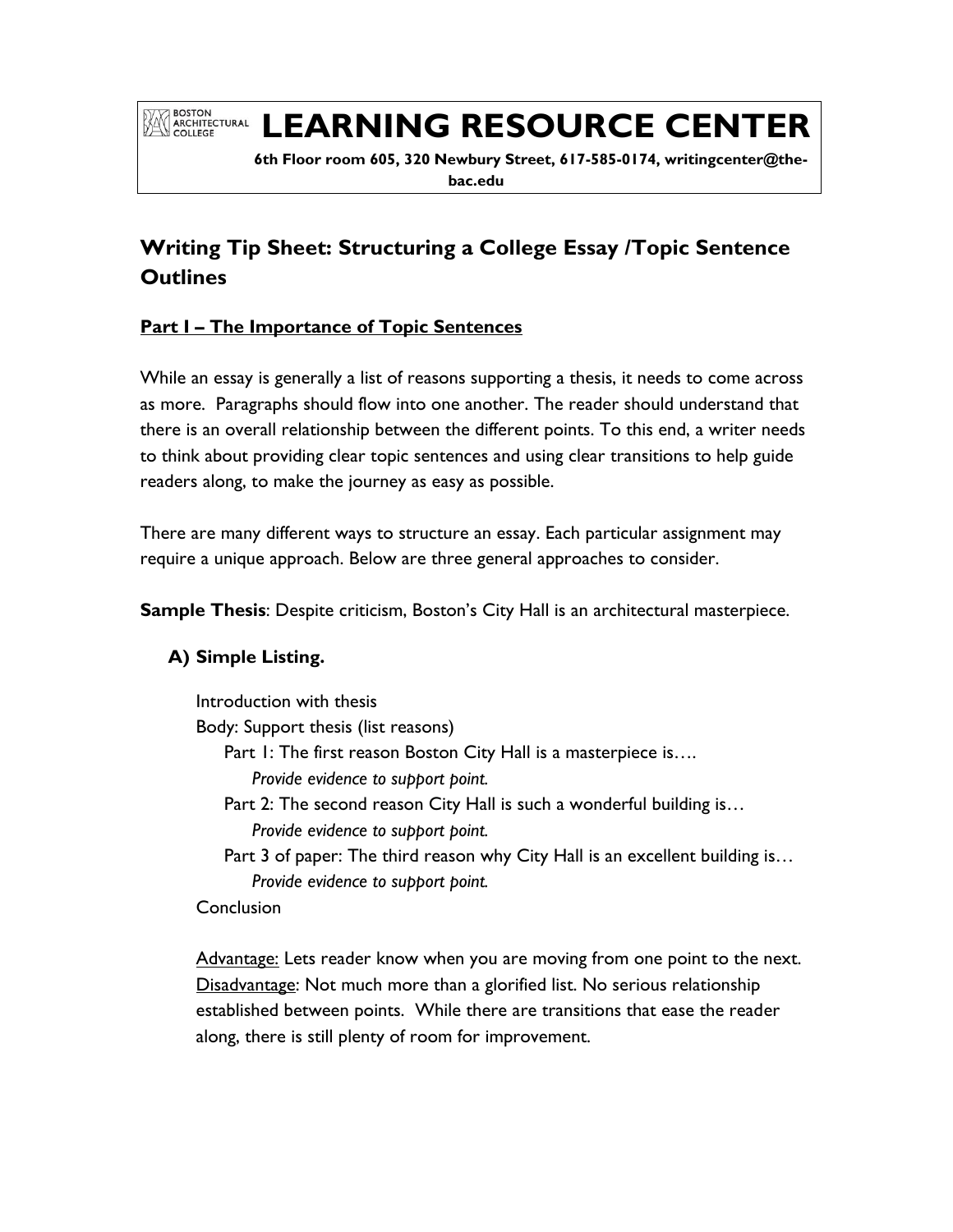# LEARNING RESOURCE CENTER

BOSTON ARCHITECTURAL COLLEGE

**6th Floor room 605, 320 Newbury Street, 617-585-0174, writingcenter@the-bac.edu**

## Writing Tip Sheet: Structuring a College Essay /Topic Sentence Outlines

### Part I – The Importance of Topic Sentences

While an essay is generally a list of reasons supporting a thesis, it needs to come across as more. Paragraphs should flow into one another. The reader should understand that there is an overall relationship between the different points. To this end, a writer needs to think about providing clear topic sentences and using clear transitions to help guide readers along, to make the journey as easy as possible.

There are many different ways to structure an essay. Each particular assignment may require a unique approach. Below are three general approaches to consider.

**Sample Thesis**: Despite criticism, Boston's City Hall is an architectural masterpiece.

**A) Simple Listing.**

Introduction with thesis
Body: Support thesis (list reasons)
- Part 1: The first reason Boston City Hall is a masterpiece is….
  - *Provide evidence to support point.*
- Part 2: The second reason City Hall is such a wonderful building is…
  - *Provide evidence to support point.*
- Part 3 of paper: The third reason why City Hall is an excellent building is…
  - *Provide evidence to support point.*

Conclusion

Advantage: Lets reader know when you are moving from one point to the next.
Disadvantage: Not much more than a glorified list. No serious relationship established between points. While there are transitions that ease the reader along, there is still plenty of room for improvement.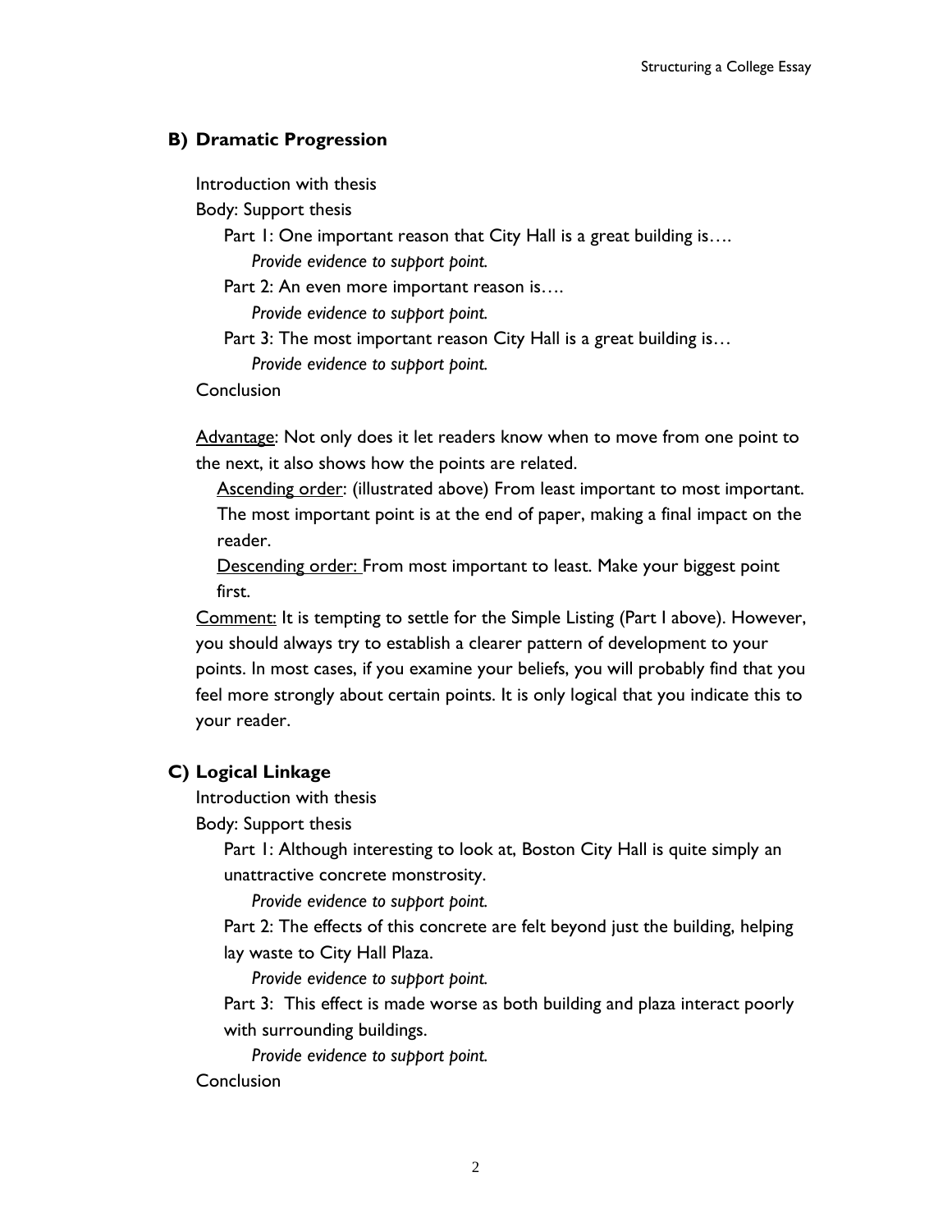### B) Dramatic Progression

Introduction with thesis

Body: Support thesis

- Part 1: One important reason that City Hall is a great building is….
  - *Provide evidence to support point.*
- Part 2: An even more important reason is….
  - *Provide evidence to support point.*
- Part 3: The most important reason City Hall is a great building is…
  - *Provide evidence to support point.*

Conclusion

Advantage: Not only does it let readers know when to move from one point to the next, it also shows how the points are related.

- Ascending order: (illustrated above) From least important to most important. The most important point is at the end of paper, making a final impact on the reader.
- Descending order: From most important to least. Make your biggest point first.

Comment: It is tempting to settle for the Simple Listing (Part I above). However, you should always try to establish a clearer pattern of development to your points. In most cases, if you examine your beliefs, you will probably find that you feel more strongly about certain points. It is only logical that you indicate this to your reader.

### C) Logical Linkage

Introduction with thesis

Body: Support thesis

- Part 1: Although interesting to look at, Boston City Hall is quite simply an unattractive concrete monstrosity.
  - *Provide evidence to support point.*
- Part 2: The effects of this concrete are felt beyond just the building, helping lay waste to City Hall Plaza.
  - *Provide evidence to support point.*
- Part 3: This effect is made worse as both building and plaza interact poorly with surrounding buildings.
  - *Provide evidence to support point.*

Conclusion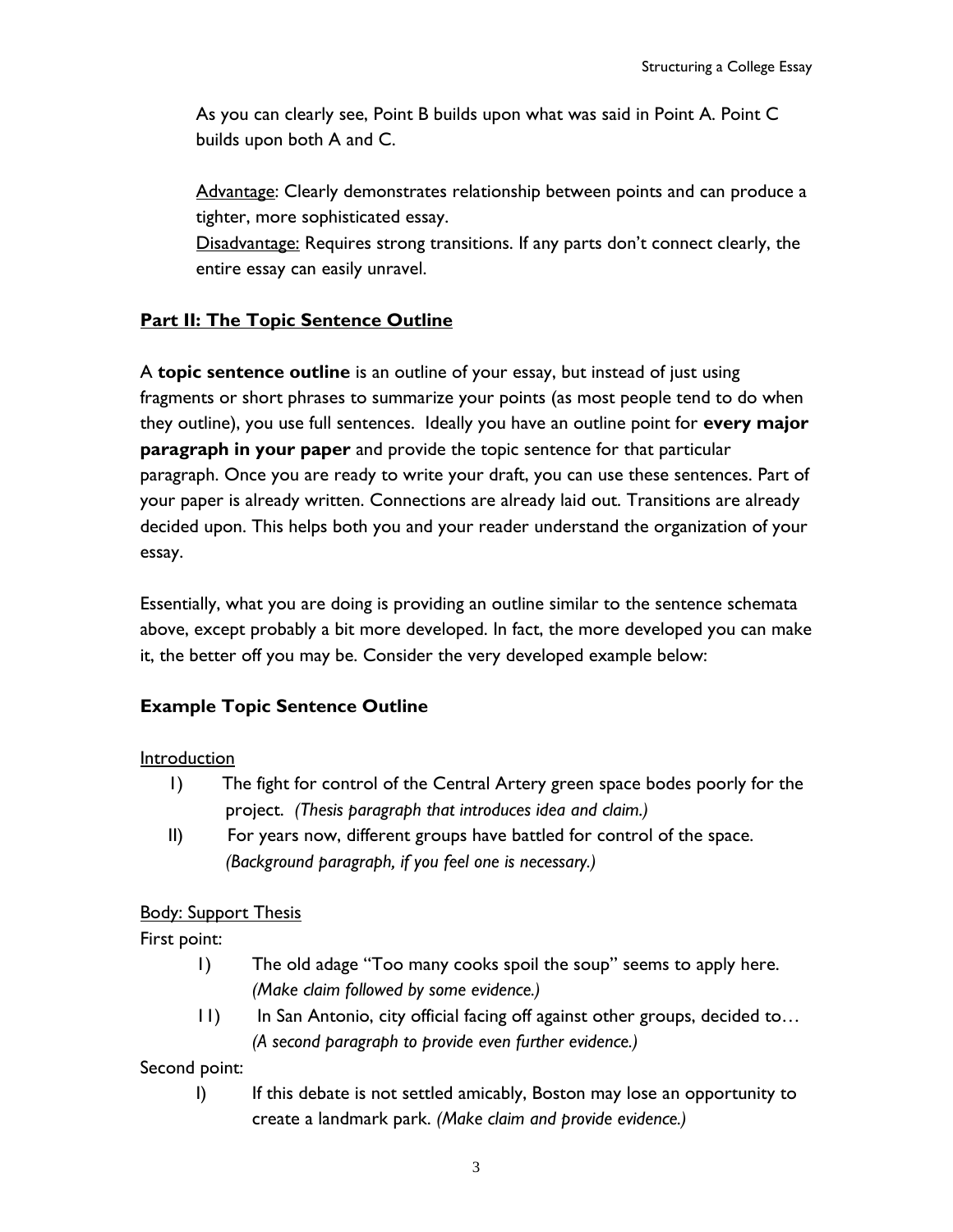As you can clearly see, Point B builds upon what was said in Point A. Point C builds upon both A and C.

<u>Advantage</u>: Clearly demonstrates relationship between points and can produce a tighter, more sophisticated essay.
<u>Disadvantage:</u> Requires strong transitions. If any parts don't connect clearly, the entire essay can easily unravel.

## Part II: The Topic Sentence Outline

A **topic sentence outline** is an outline of your essay, but instead of just using fragments or short phrases to summarize your points (as most people tend to do when they outline), you use full sentences. Ideally you have an outline point for **every major paragraph in your paper** and provide the topic sentence for that particular paragraph. Once you are ready to write your draft, you can use these sentences. Part of your paper is already written. Connections are already laid out. Transitions are already decided upon. This helps both you and your reader understand the organization of your essay.

Essentially, what you are doing is providing an outline similar to the sentence schemata above, except probably a bit more developed. In fact, the more developed you can make it, the better off you may be. Consider the very developed example below:

### Example Topic Sentence Outline

<u>Introduction</u>

I) The fight for control of the Central Artery green space bodes poorly for the project. *(Thesis paragraph that introduces idea and claim.)*

II) For years now, different groups have battled for control of the space. *(Background paragraph, if you feel one is necessary.)*

<u>Body: Support Thesis</u>

First point:

I) The old adage "Too many cooks spoil the soup" seems to apply here. *(Make claim followed by some evidence.)*

II) In San Antonio, city official facing off against other groups, decided to… *(A second paragraph to provide even further evidence.)*

Second point:

I) If this debate is not settled amicably, Boston may lose an opportunity to create a landmark park. *(Make claim and provide evidence.)*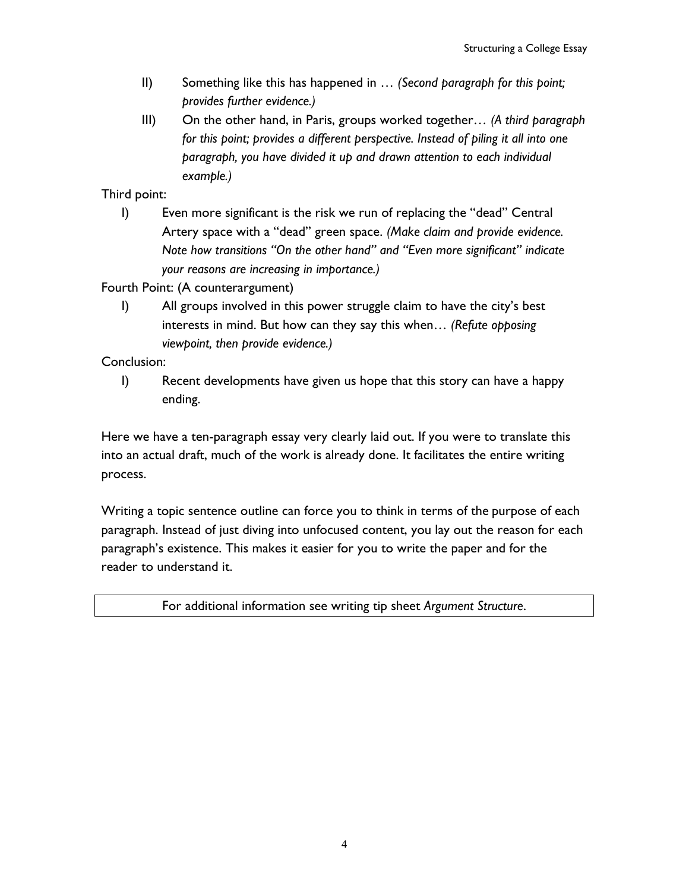II) Something like this has happened in … *(Second paragraph for this point; provides further evidence.)*

III) On the other hand, in Paris, groups worked together… *(A third paragraph for this point; provides a different perspective. Instead of piling it all into one paragraph, you have divided it up and drawn attention to each individual example.)*

Third point:

I) Even more significant is the risk we run of replacing the "dead" Central Artery space with a "dead" green space. *(Make claim and provide evidence. Note how transitions "On the other hand" and "Even more significant" indicate your reasons are increasing in importance.)*

Fourth Point: (A counterargument)

I) All groups involved in this power struggle claim to have the city's best interests in mind. But how can they say this when… *(Refute opposing viewpoint, then provide evidence.)*

Conclusion:

I) Recent developments have given us hope that this story can have a happy ending.

Here we have a ten-paragraph essay very clearly laid out. If you were to translate this into an actual draft, much of the work is already done. It facilitates the entire writing process.

Writing a topic sentence outline can force you to think in terms of the purpose of each paragraph. Instead of just diving into unfocused content, you lay out the reason for each paragraph's existence. This makes it easier for you to write the paper and for the reader to understand it.

For additional information see writing tip sheet *Argument Structure*.